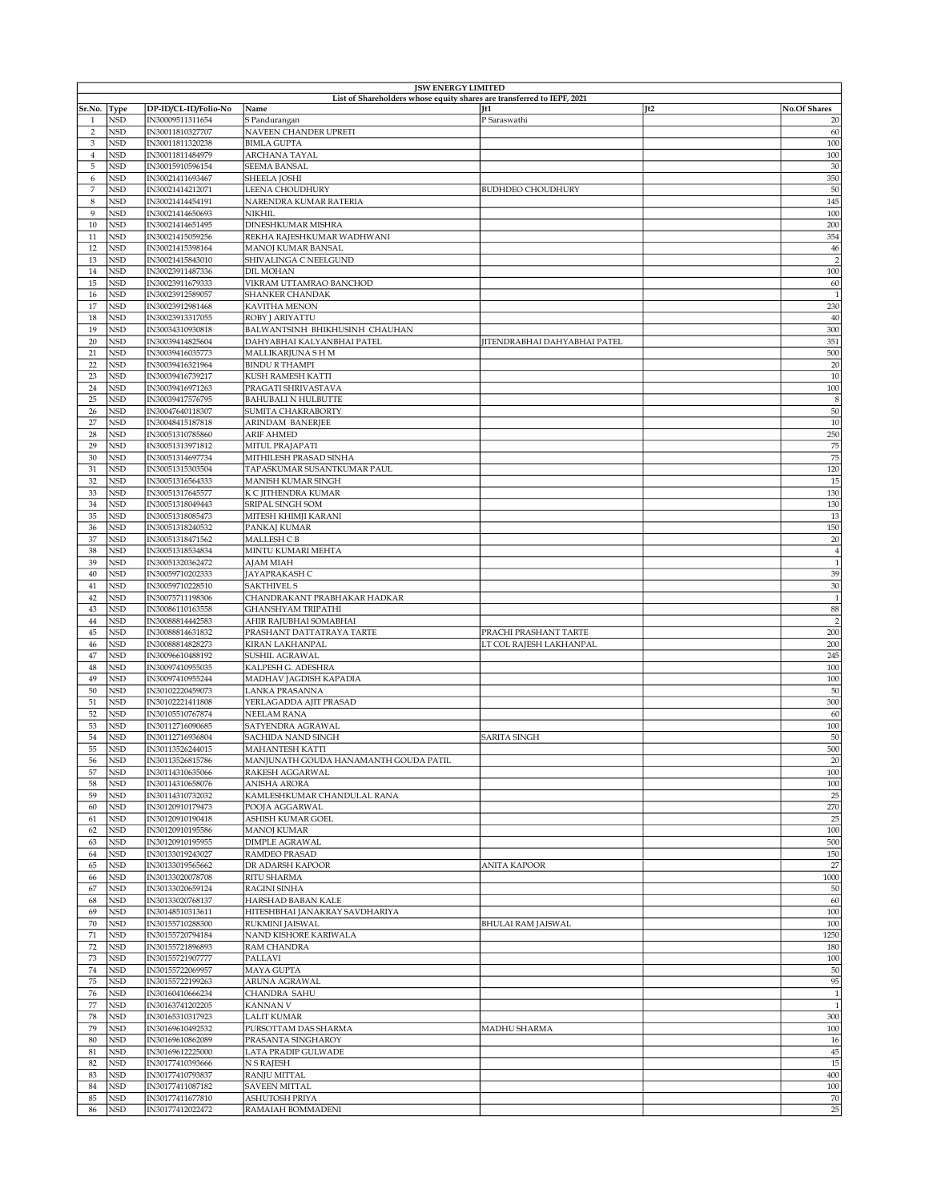| JSW ENERGY LIMITED | | | | | | |
|---|---|---|---|---|---|---|
| List of Shareholders whose equity shares are transferred to IEPF, 2021 | | | | | | |
| Sr.No. | Type | DP-ID/CL-ID/Folio-No | Name | Jt1 | Jt2 | No.Of Shares |
| 1 | NSD | IN30009511311654 | S Pandurangan | P Saraswathi | | 20 |
| 2 | NSD | IN30011810327707 | NAVEEN CHANDER UPRETI | | | 60 |
| 3 | NSD | IN30011811320238 | BIMLA GUPTA | | | 100 |
| 4 | NSD | IN30011811484979 | ARCHANA TAYAL | | | 100 |
| 5 | NSD | IN30015910596154 | SEEMA BANSAL | | | 30 |
| 6 | NSD | IN30021411693467 | SHEELA JOSHI | | | 350 |
| 7 | NSD | IN30021414212071 | LEENA CHOUDHURY | BUDHDEO CHOUDHURY | | 50 |
| 8 | NSD | IN30021414454191 | NARENDRA KUMAR RATERIA | | | 145 |
| 9 | NSD | IN30021414650693 | NIKHIL | | | 100 |
| 10 | NSD | IN30021414651495 | DINESHKUMAR MISHRA | | | 200 |
| 11 | NSD | IN30021415059256 | REKHA RAJESHKUMAR WADHWANI | | | 354 |
| 12 | NSD | IN30021415398164 | MANOJ KUMAR BANSAL | | | 46 |
| 13 | NSD | IN30021415843010 | SHIVALINGA C NEELGUND | | | 2 |
| 14 | NSD | IN30023911487336 | DIL MOHAN | | | 100 |
| 15 | NSD | IN30023911679333 | VIKRAM UTTAMRAO BANCHOD | | | 60 |
| 16 | NSD | IN30023912589057 | SHANKER CHANDAK | | | 1 |
| 17 | NSD | IN30023912981468 | KAVITHA MENON | | | 230 |
| 18 | NSD | IN30023913317055 | ROBY J ARIYATTU | | | 40 |
| 19 | NSD | IN30034310930818 | BALWANTSINH BHIKHUSINH CHAUHAN | | | 300 |
| 20 | NSD | IN30039414825604 | DAHYABHAI KALYANBHAI PATEL | JITENDRABHAI DAHYABHAI PATEL | | 351 |
| 21 | NSD | IN30039416035773 | MALLIKARJUNA S H M | | | 500 |
| 22 | NSD | IN30039416321964 | BINDU R THAMPI | | | 20 |
| 23 | NSD | IN30039416739217 | KUSH RAMESH KATTI | | | 10 |
| 24 | NSD | IN30039416971263 | PRAGATI SHRIVASTAVA | | | 100 |
| 25 | NSD | IN30039417576795 | BAHUBALI N HULBUTTE | | | 8 |
| 26 | NSD | IN30047640118307 | SUMITA CHAKRABORTY | | | 50 |
| 27 | NSD | IN30048415187818 | ARINDAM BANERJEE | | | 10 |
| 28 | NSD | IN30051310785860 | ARIF AHMED | | | 250 |
| 29 | NSD | IN30051313971812 | MITUL PRAJAPATI | | | 75 |
| 30 | NSD | IN30051314697734 | MITHILESH PRASAD SINHA | | | 75 |
| 31 | NSD | IN30051315303504 | TAPASKUMAR SUSANTKUMAR PAUL | | | 120 |
| 32 | NSD | IN30051316564333 | MANISH KUMAR SINGH | | | 15 |
| 33 | NSD | IN30051317645577 | K C JITHENDRA KUMAR | | | 130 |
| 34 | NSD | IN30051318049443 | SRIPAL SINGH SOM | | | 130 |
| 35 | NSD | IN30051318085473 | MITESH KHIMJI KARANI | | | 13 |
| 36 | NSD | IN30051318240532 | PANKAJ KUMAR | | | 150 |
| 37 | NSD | IN30051318471562 | MALLESH C B | | | 20 |
| 38 | NSD | IN30051318534834 | MINTU KUMARI MEHTA | | | 4 |
| 39 | NSD | IN30051320362472 | AJAM MIAH | | | 1 |
| 40 | NSD | IN30059710202333 | JAYAPRAKASH C | | | 39 |
| 41 | NSD | IN30059710228510 | SAKTHIVEL S | | | 30 |
| 42 | NSD | IN30075711198306 | CHANDRAKANT PRABHAKAR HADKAR | | | 1 |
| 43 | NSD | IN30086110163558 | GHANSHYAM TRIPATHI | | | 88 |
| 44 | NSD | IN30088814442583 | AHIR RAJUBHAI SOMABHAI | | | 2 |
| 45 | NSD | IN30088814631832 | PRASHANT DATTATRAYA TARTE | PRACHI PRASHANT TARTE | | 200 |
| 46 | NSD | IN30088814828273 | KIRAN LAKHANPAL | LT COL RAJESH LAKHANPAL | | 200 |
| 47 | NSD | IN30096610488192 | SUSHIL AGRAWAL | | | 245 |
| 48 | NSD | IN30097410955035 | KALPESH G. ADESHRA | | | 100 |
| 49 | NSD | IN30097410955244 | MADHAV JAGDISH KAPADIA | | | 100 |
| 50 | NSD | IN30102220459073 | LANKA PRASANNA | | | 50 |
| 51 | NSD | IN30102221411808 | YERLAGADDA AJIT PRASAD | | | 300 |
| 52 | NSD | IN30105510767874 | NEELAM RANA | | | 60 |
| 53 | NSD | IN30112716090685 | SATYENDRA AGRAWAL | | | 100 |
| 54 | NSD | IN30112716936804 | SACHIDA NAND SINGH | SARITA SINGH | | 50 |
| 55 | NSD | IN30113526244015 | MAHANTESH KATTI | | | 500 |
| 56 | NSD | IN30113526815786 | MANJUNATH GOUDA HANAMANTH GOUDA PATIL | | | 20 |
| 57 | NSD | IN30114310635066 | RAKESH AGGARWAL | | | 100 |
| 58 | NSD | IN30114310658076 | ANISHA ARORA | | | 100 |
| 59 | NSD | IN30114310732032 | KAMLESHKUMAR CHANDULAL RANA | | | 25 |
| 60 | NSD | IN30120910179473 | POOJA AGGARWAL | | | 270 |
| 61 | NSD | IN30120910190418 | ASHISH KUMAR GOEL | | | 25 |
| 62 | NSD | IN30120910195586 | MANOJ KUMAR | | | 100 |
| 63 | NSD | IN30120910195955 | DIMPLE AGRAWAL | | | 500 |
| 64 | NSD | IN30133019243027 | RAMDEO PRASAD | | | 150 |
| 65 | NSD | IN30133019565662 | DR ADARSH KAPOOR | ANITA KAPOOR | | 27 |
| 66 | NSD | IN30133020078708 | RITU SHARMA | | | 1000 |
| 67 | NSD | IN30133020659124 | RAGINI SINHA | | | 50 |
| 68 | NSD | IN30133020768137 | HARSHAD BABAN KALE | | | 60 |
| 69 | NSD | IN30148510313611 | HITESHBHAI JANAKRAY SAVDHARIYA | | | 100 |
| 70 | NSD | IN30155710288300 | RUKMINI JAISWAL | BHULAI RAM JAISWAL | | 100 |
| 71 | NSD | IN30155720794184 | NAND KISHORE KARIWALA | | | 1250 |
| 72 | NSD | IN30155721896893 | RAM CHANDRA | | | 180 |
| 73 | NSD | IN30155721907777 | PALLAVI | | | 100 |
| 74 | NSD | IN30155722069957 | MAYA GUPTA | | | 50 |
| 75 | NSD | IN30155722199263 | ARUNA AGRAWAL | | | 95 |
| 76 | NSD | IN30160410666234 | CHANDRA SAHU | | | 1 |
| 77 | NSD | IN30163741202205 | KANNAN V | | | 1 |
| 78 | NSD | IN30165310317923 | LALIT KUMAR | | | 300 |
| 79 | NSD | IN30169610492532 | PURSOTTAM DAS SHARMA | MADHU SHARMA | | 100 |
| 80 | NSD | IN30169610862089 | PRASANTA SINGHAROY | | | 16 |
| 81 | NSD | IN30169612225000 | LATA PRADIP GULWADE | | | 45 |
| 82 | NSD | IN30177410393666 | N S RAJESH | | | 15 |
| 83 | NSD | IN30177410793837 | RANJU MITTAL | | | 400 |
| 84 | NSD | IN30177411087182 | SAVEEN MITTAL | | | 100 |
| 85 | NSD | IN30177411677810 | ASHUTOSH PRIYA | | | 70 |
| 86 | NSD | IN30177412022472 | RAMAIAH BOMMADENI | | | 25 |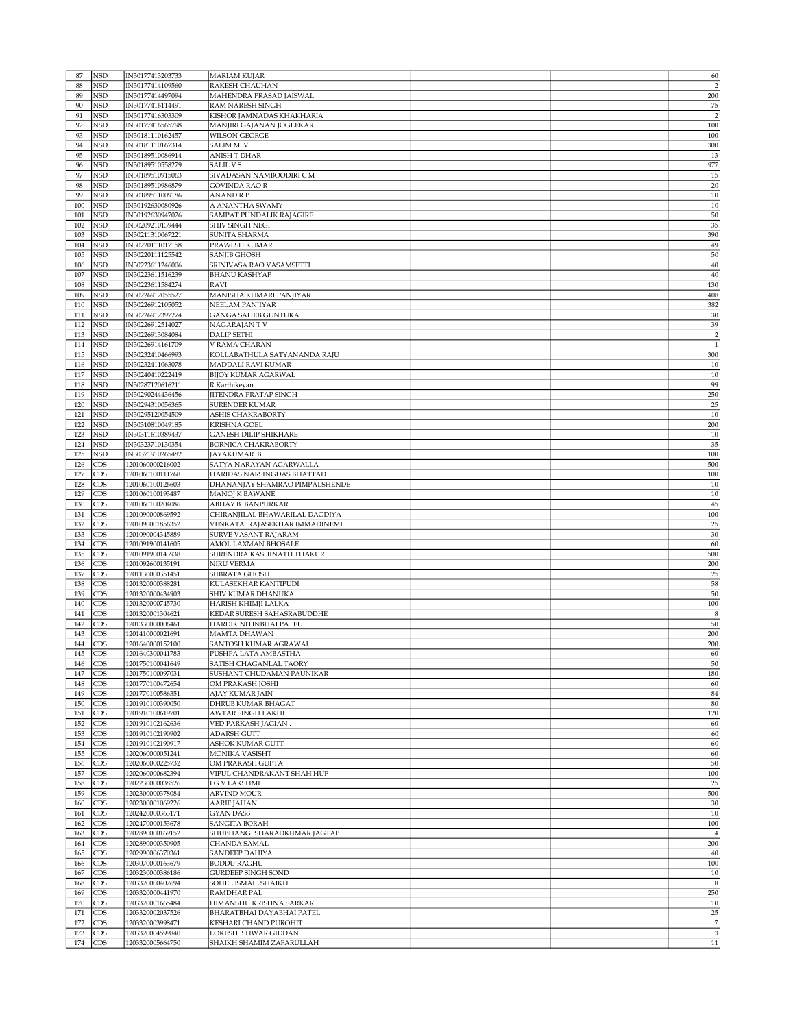| | | | | | | |
|---|---|---|---|---|---|---|
| 87 | NSD | IN30177413203733 | MARIAM KUJAR | | | 60 |
| 88 | NSD | IN30177414109560 | RAKESH CHAUHAN | | | 2 |
| 89 | NSD | IN30177414497094 | MAHENDRA PRASAD JAISWAL | | | 200 |
| 90 | NSD | IN30177416114491 | RAM NARESH SINGH | | | 75 |
| 91 | NSD | IN30177416303309 | KISHOR JAMNADAS KHAKHARIA | | | 2 |
| 92 | NSD | IN30177416565798 | MANJIRI GAJANAN JOGLEKAR | | | 100 |
| 93 | NSD | IN30181110162457 | WILSON GEORGE | | | 100 |
| 94 | NSD | IN30181110167314 | SALIM M. V. | | | 300 |
| 95 | NSD | IN30189510086914 | ANISH T DHAR | | | 13 |
| 96 | NSD | IN30189510558279 | SALIL V S | | | 977 |
| 97 | NSD | IN30189510915063 | SIVADASAN NAMBOODIRI C M | | | 15 |
| 98 | NSD | IN30189510986879 | GOVINDA RAO R | | | 20 |
| 99 | NSD | IN30189511009186 | ANAND R P | | | 10 |
| 100 | NSD | IN30192630080926 | A ANANTHA SWAMY | | | 10 |
| 101 | NSD | IN30192630947026 | SAMPAT PUNDALIK RAJAGIRE | | | 50 |
| 102 | NSD | IN30209210139444 | SHIV SINGH NEGI | | | 35 |
| 103 | NSD | IN30211310067221 | SUNITA SHARMA | | | 390 |
| 104 | NSD | IN30220111017158 | PRAWESH KUMAR | | | 49 |
| 105 | NSD | IN30220111125542 | SANJIB GHOSH | | | 50 |
| 106 | NSD | IN30223611246006 | SRINIVASA RAO VASAMSETTI | | | 40 |
| 107 | NSD | IN30223611516239 | BHANU KASHYAP | | | 40 |
| 108 | NSD | IN30223611584274 | RAVI | | | 130 |
| 109 | NSD | IN30226912055527 | MANISHA KUMARI PANJIYAR | | | 408 |
| 110 | NSD | IN30226912105052 | NEELAM PANJIYAR | | | 382 |
| 111 | NSD | IN30226912397274 | GANGA SAHEB GUNTUKA | | | 30 |
| 112 | NSD | IN30226912514027 | NAGARAJAN T V | | | 39 |
| 113 | NSD | IN30226913084084 | DALIP SETHI | | | 2 |
| 114 | NSD | IN30226914161709 | V RAMA CHARAN | | | 1 |
| 115 | NSD | IN30232410466993 | KOLLABATHULA SATYANANDA RAJU | | | 300 |
| 116 | NSD | IN30232411063078 | MADDALI RAVI KUMAR | | | 10 |
| 117 | NSD | IN30240410222419 | BIJOY KUMAR AGARWAL | | | 10 |
| 118 | NSD | IN30287120616211 | R Karthikeyan | | | 99 |
| 119 | NSD | IN30290244436456 | JITENDRA PRATAP SINGH | | | 250 |
| 120 | NSD | IN30294310056365 | SURENDER KUMAR | | | 25 |
| 121 | NSD | IN30295120054509 | ASHIS CHAKRABORTY | | | 10 |
| 122 | NSD | IN30310810049185 | KRISHNA GOEL | | | 200 |
| 123 | NSD | IN30311610389437 | GANESH DILIP SHIKHARE | | | 10 |
| 124 | NSD | IN30323710130354 | BORNICA CHAKRABORTY | | | 35 |
| 125 | NSD | IN30371910265482 | JAYAKUMAR B | | | 100 |
| 126 | CDS | 1201060000216002 | SATYA NARAYAN AGARWALLA | | | 500 |
| 127 | CDS | 1201060100111768 | HARIDAS NARSINGDAS BHATTAD | | | 100 |
| 128 | CDS | 1201060100126603 | DHANANJAY SHAMRAO PIMPALSHENDE | | | 10 |
| 129 | CDS | 1201060100193487 | MANOJ K BAWANE | | | 10 |
| 130 | CDS | 1201060100204086 | ABHAY B. BANPURKAR | | | 45 |
| 131 | CDS | 1201090000869592 | CHIRANJILAL BHAWARILAL DAGDIYA | | | 100 |
| 132 | CDS | 1201090001856352 | VENKATA RAJASEKHAR IMMADINEMI . | | | 25 |
| 133 | CDS | 1201090004345889 | SURVE VASANT RAJARAM | | | 30 |
| 134 | CDS | 1201091900141605 | AMOL LAXMAN BHOSALE | | | 60 |
| 135 | CDS | 1201091900143938 | SURENDRA KASHINATH THAKUR | | | 500 |
| 136 | CDS | 1201092600135191 | NIRU VERMA | | | 200 |
| 137 | CDS | 1201130000351451 | SUBRATA GHOSH | | | 25 |
| 138 | CDS | 1201320000388281 | KULASEKHAR KANTIPUDI . | | | 58 |
| 139 | CDS | 1201320000434903 | SHIV KUMAR DHANUKA | | | 50 |
| 140 | CDS | 1201320000745730 | HARISH KHIMJI LALKA | | | 100 |
| 141 | CDS | 1201320001304621 | KEDAR SURESH SAHASRABUDDHE | | | 8 |
| 142 | CDS | 1201330000006461 | HARDIK NITINBHAI PATEL | | | 50 |
| 143 | CDS | 1201410000021691 | MAMTA DHAWAN | | | 200 |
| 144 | CDS | 1201640000152100 | SANTOSH KUMAR AGRAWAL | | | 200 |
| 145 | CDS | 1201640300041783 | PUSHPA LATA AMBASTHA | | | 60 |
| 146 | CDS | 1201750100041649 | SATISH CHAGANLAL TAORY | | | 50 |
| 147 | CDS | 1201750100097031 | SUSHANT CHUDAMAN PAUNIKAR | | | 180 |
| 148 | CDS | 1201770100472654 | OM PRAKASH JOSHI | | | 60 |
| 149 | CDS | 1201770100586351 | AJAY KUMAR JAIN | | | 84 |
| 150 | CDS | 1201910100390050 | DHRUB KUMAR BHAGAT | | | 80 |
| 151 | CDS | 1201910100619701 | AWTAR SINGH LAKHI | | | 120 |
| 152 | CDS | 1201910102162636 | VED PARKASH JAGIAN . | | | 60 |
| 153 | CDS | 1201910102190902 | ADARSH GUTT | | | 60 |
| 154 | CDS | 1201910102190917 | ASHOK KUMAR GUTT | | | 60 |
| 155 | CDS | 1202060000051241 | MONIKA VASISHT | | | 60 |
| 156 | CDS | 1202060000225732 | OM PRAKASH GUPTA | | | 50 |
| 157 | CDS | 1202060000682394 | VIPUL CHANDRAKANT SHAH HUF | | | 100 |
| 158 | CDS | 1202230000038526 | I G V LAKSHMI | | | 25 |
| 159 | CDS | 1202300000378084 | ARVIND MOUR | | | 500 |
| 160 | CDS | 1202300001069226 | AARIF JAHAN | | | 30 |
| 161 | CDS | 1202420000363171 | GYAN DASS | | | 10 |
| 162 | CDS | 1202470000153678 | SANGITA BORAH | | | 100 |
| 163 | CDS | 1202890000169152 | SHUBHANGI SHARADKUMAR JAGTAP | | | 4 |
| 164 | CDS | 1202890000350905 | CHANDA SAMAL | | | 200 |
| 165 | CDS | 1202990006370361 | SANDEEP DAHIYA | | | 40 |
| 166 | CDS | 1203070000163679 | BODDU RAGHU | | | 100 |
| 167 | CDS | 1203230000386186 | GURDEEP SINGH SOND | | | 10 |
| 168 | CDS | 1203320000402694 | SOHEL ISMAIL SHAIKH | | | 8 |
| 169 | CDS | 1203320000441970 | RAMDHAR PAL | | | 250 |
| 170 | CDS | 1203320001665484 | HIMANSHU KRISHNA SARKAR | | | 10 |
| 171 | CDS | 1203320002037526 | BHARATBHAI DAYABHAI PATEL | | | 25 |
| 172 | CDS | 1203320003998471 | KESHARI CHAND PUROHIT | | | 7 |
| 173 | CDS | 1203320004599840 | LOKESH ISHWAR GIDDAN | | | 3 |
| 174 | CDS | 1203320005664750 | SHAIKH SHAMIM ZAFARULLAH | | | 11 |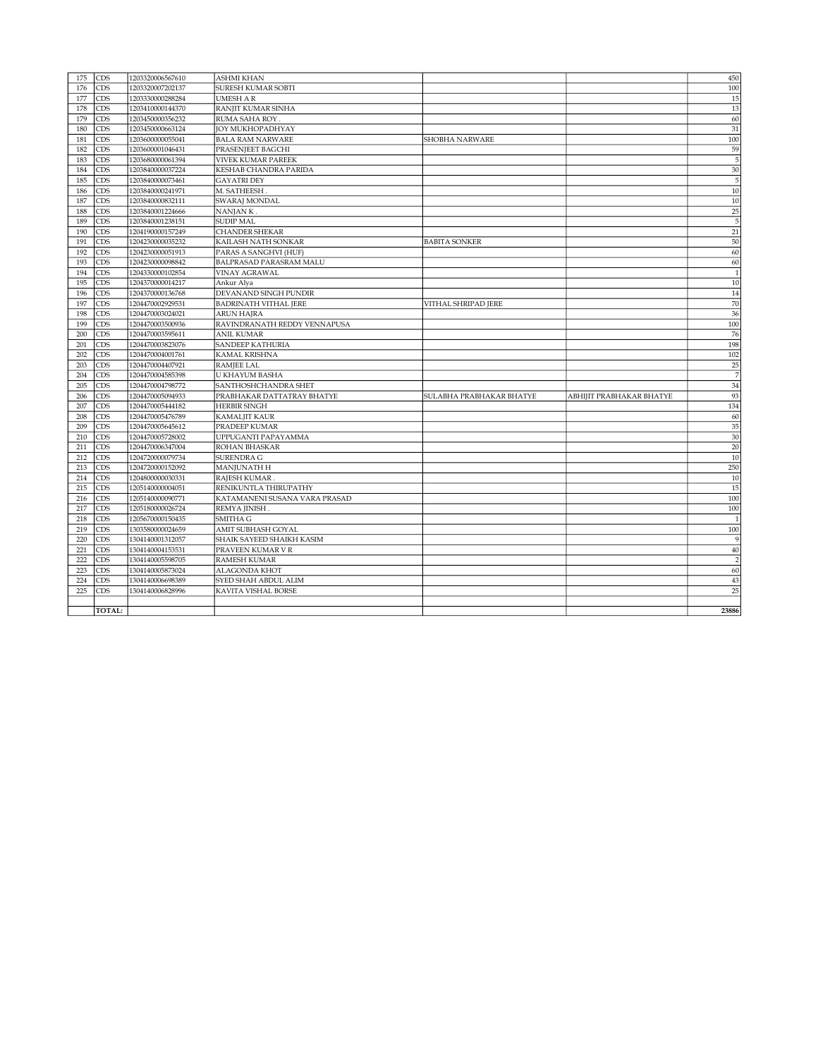| | | | | | | |
|---|---|---|---|---|---|---|
| 175 | CDS | 1203320006567610 | ASHMI KHAN | | | 450 |
| 176 | CDS | 1203320007202137 | SURESH KUMAR SOBTI | | | 100 |
| 177 | CDS | 1203330000288284 | UMESH A R | | | 15 |
| 178 | CDS | 1203410000144370 | RANJIT KUMAR SINHA | | | 13 |
| 179 | CDS | 1203450000356232 | RUMA SAHA ROY . | | | 60 |
| 180 | CDS | 1203450000663124 | JOY MUKHOPADHYAY | | | 31 |
| 181 | CDS | 1203600000055041 | BALA RAM NARWARE | SHOBHA NARWARE | | 100 |
| 182 | CDS | 1203600001046431 | PRASENJEET BAGCHI | | | 59 |
| 183 | CDS | 1203680000061394 | VIVEK KUMAR PAREEK | | | 5 |
| 184 | CDS | 1203840000037224 | KESHAB CHANDRA PARIDA | | | 30 |
| 185 | CDS | 1203840000073461 | GAYATRI DEY | | | 5 |
| 186 | CDS | 1203840000241971 | M. SATHEESH . | | | 10 |
| 187 | CDS | 1203840000832111 | SWARAJ MONDAL | | | 10 |
| 188 | CDS | 1203840001224666 | NANJAN K . | | | 25 |
| 189 | CDS | 1203840001238151 | SUDIP MAL | | | 5 |
| 190 | CDS | 1204190000157249 | CHANDER SHEKAR | | | 21 |
| 191 | CDS | 1204230000035232 | KAILASH NATH SONKAR | BABITA SONKER | | 50 |
| 192 | CDS | 1204230000051913 | PARAS A SANGHVI (HUF) | | | 60 |
| 193 | CDS | 1204230000098842 | BALPRASAD PARASRAM MALU | | | 60 |
| 194 | CDS | 1204330000102854 | VINAY AGRAWAL | | | 1 |
| 195 | CDS | 1204370000014217 | Ankur Alya | | | 10 |
| 196 | CDS | 1204370000136768 | DEVANAND SINGH PUNDIR | | | 14 |
| 197 | CDS | 1204470002929531 | BADRINATH VITHAL JERE | VITHAL SHRIPAD JERE | | 70 |
| 198 | CDS | 1204470003024021 | ARUN HAJRA | | | 36 |
| 199 | CDS | 1204470003500936 | RAVINDRANATH REDDY VENNAPUSA | | | 100 |
| 200 | CDS | 1204470003595611 | ANIL KUMAR | | | 76 |
| 201 | CDS | 1204470003823076 | SANDEEP KATHURIA | | | 198 |
| 202 | CDS | 1204470004001761 | KAMAL KRISHNA | | | 102 |
| 203 | CDS | 1204470004407921 | RAMJEE LAL | | | 25 |
| 204 | CDS | 1204470004585398 | U KHAYUM BASHA | | | 7 |
| 205 | CDS | 1204470004798772 | SANTHOSHCHANDRA SHET | | | 34 |
| 206 | CDS | 1204470005094933 | PRABHAKAR DATTATRAY BHATYE | SULABHA PRABHAKAR BHATYE | ABHIJIT PRABHAKAR BHATYE | 93 |
| 207 | CDS | 1204470005444182 | HERBIR SINGH | | | 134 |
| 208 | CDS | 1204470005476789 | KAMALJIT KAUR | | | 60 |
| 209 | CDS | 1204470005645612 | PRADEEP KUMAR | | | 35 |
| 210 | CDS | 1204470005728002 | UPPUGANTI PAPAYAMMA | | | 30 |
| 211 | CDS | 1204470006347004 | ROHAN BHASKAR | | | 20 |
| 212 | CDS | 1204720000079734 | SURENDRA G | | | 10 |
| 213 | CDS | 1204720000152092 | MANJUNATH H | | | 250 |
| 214 | CDS | 1204800000030331 | RAJESH KUMAR . | | | 10 |
| 215 | CDS | 1205140000004051 | RENIKUNTLA THIRUPATHY | | | 15 |
| 216 | CDS | 1205140000090771 | KATAMANENI SUSANA VARA PRASAD | | | 100 |
| 217 | CDS | 1205180000026724 | REMYA JINISH . | | | 100 |
| 218 | CDS | 1205670000150435 | SMITHA G | | | 1 |
| 219 | CDS | 1303580000024659 | AMIT SUBHASH GOYAL | | | 100 |
| 220 | CDS | 1304140001312057 | SHAIK SAYEED SHAIKH KASIM | | | 9 |
| 221 | CDS | 1304140004153531 | PRAVEEN KUMAR V R | | | 40 |
| 222 | CDS | 1304140005598705 | RAMESH KUMAR | | | 2 |
| 223 | CDS | 1304140005873024 | ALAGONDA KHOT | | | 60 |
| 224 | CDS | 1304140006698389 | SYED SHAH ABDUL ALIM | | | 43 |
| 225 | CDS | 1304140006828996 | KAVITA VISHAL BORSE | | | 25 |
| | | | | | | |
| | **TOTAL:** | | | | | **23886** |